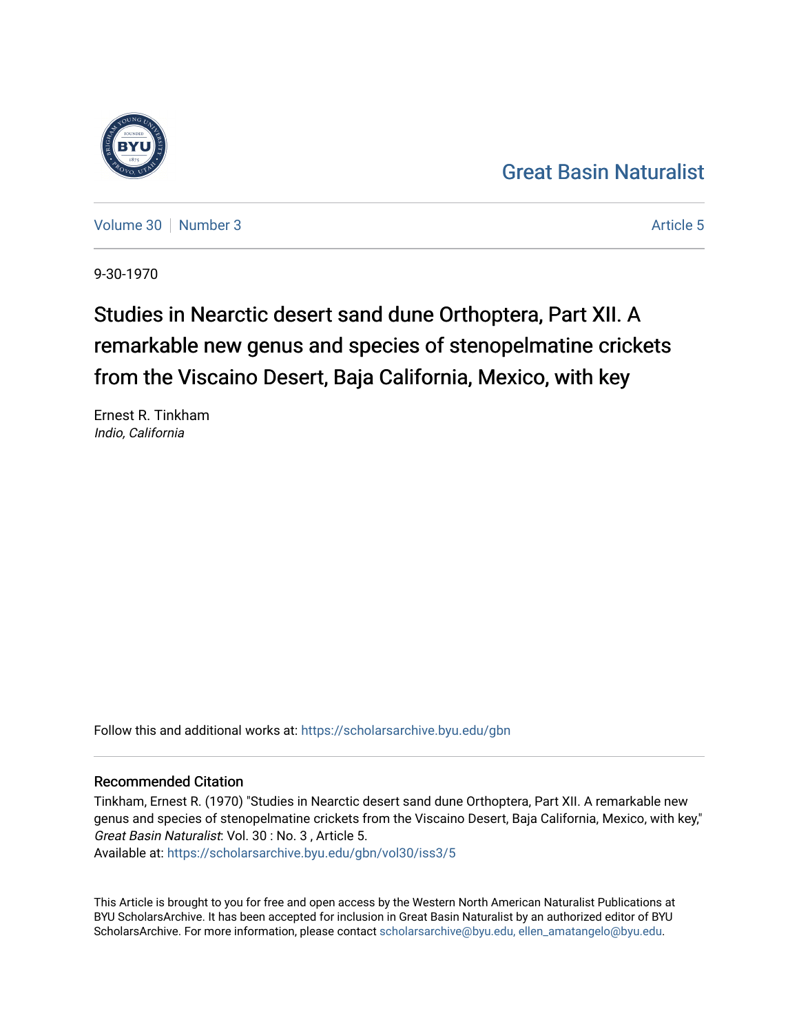Great Basin Naturalist

Volume 30 | Number 3 | Article 5

9-30-1970

# Studies in Nearctic desert sand dune Orthoptera, Part XII. A remarkable new genus and species of stenopelmatine crickets from the Viscaino Desert, Baja California, Mexico, with key

Ernest R. Tinkham
*Indio, California*

Follow this and additional works at: https://scholarsarchive.byu.edu/gbn

## Recommended Citation

Tinkham, Ernest R. (1970) "Studies in Nearctic desert sand dune Orthoptera, Part XII. A remarkable new genus and species of stenopelmatine crickets from the Viscaino Desert, Baja California, Mexico, with key," *Great Basin Naturalist*: Vol. 30 : No. 3 , Article 5.
Available at: https://scholarsarchive.byu.edu/gbn/vol30/iss3/5

This Article is brought to you for free and open access by the Western North American Naturalist Publications at BYU ScholarsArchive. It has been accepted for inclusion in Great Basin Naturalist by an authorized editor of BYU ScholarsArchive. For more information, please contact scholarsarchive@byu.edu, ellen_amatangelo@byu.edu.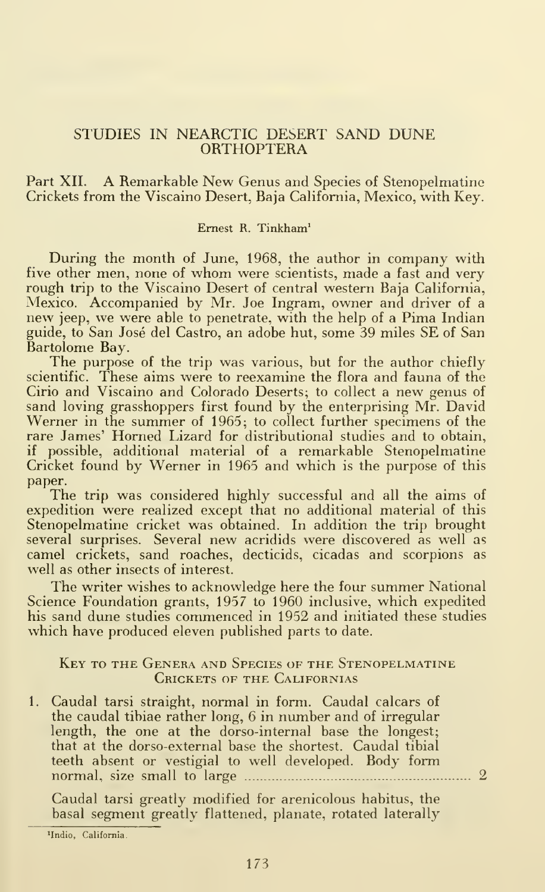# STUDIES IN NEARCTIC DESERT SAND DUNE ORTHOPTERA

Part XII. A Remarkable New Genus and Species of Stenopelmatine Crickets from the Viscaino Desert, Baja California, Mexico, with Key.

Ernest R. Tinkham[1]

During the month of June, 1968, the author in company with five other men, none of whom were scientists, made a fast and very rough trip to the Viscaino Desert of central western Baja California, Mexico. Accompanied by Mr. Joe Ingram, owner and driver of a new jeep, we were able to penetrate, with the help of a Pima Indian guide, to San José del Castro, an adobe hut, some 39 miles SE of San Bartolome Bay.

The purpose of the trip was various, but for the author chiefly scientific. These aims were to reexamine the flora and fauna of the Cirio and Viscaino and Colorado Deserts; to collect a new genus of sand loving grasshoppers first found by the enterprising Mr. David Werner in the summer of 1965; to collect further specimens of the rare James' Horned Lizard for distributional studies and to obtain, if possible, additional material of a remarkable Stenopelmatine Cricket found by Werner in 1965 and which is the purpose of this paper.

The trip was considered highly successful and all the aims of expedition were realized except that no additional material of this Stenopelmatine cricket was obtained. In addition the trip brought several surprises. Several new acridids were discovered as well as camel crickets, sand roaches, decticids, cicadas and scorpions as well as other insects of interest.

The writer wishes to acknowledge here the four summer National Science Foundation grants, 1957 to 1960 inclusive, which expedited his sand dune studies commenced in 1952 and initiated these studies which have produced eleven published parts to date.

## Key to the Genera and Species of the Stenopelmatine Crickets of the Californias

1. Caudal tarsi straight, normal in form. Caudal calcars of the caudal tibiae rather long, 6 in number and of irregular length, the one at the dorso-internal base the longest; that at the dorso-external base the shortest. Caudal tibial teeth absent or vestigial to well developed. Body form normal, size small to large .......... 2

   Caudal tarsi greatly modified for arenicolous habitus, the basal segment greatly flattened, planate, rotated laterally

[1] Indio, California.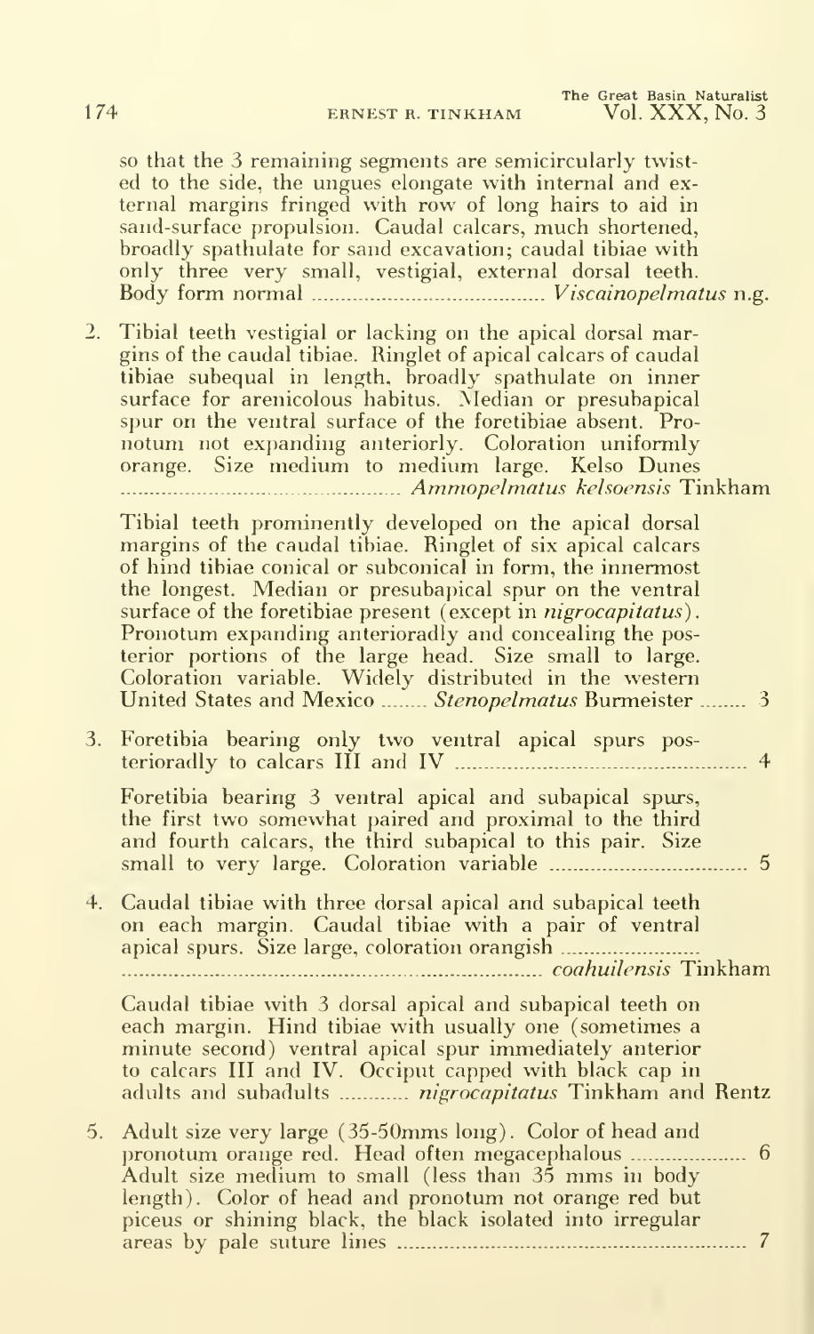so that the 3 remaining segments are semicircularly twisted to the side, the ungues elongate with internal and external margins fringed with row of long hairs to aid in sand-surface propulsion. Caudal calcars, much shortened, broadly spathulate for sand excavation; caudal tibiae with only three very small, vestigial, external dorsal teeth. Body form normal ........................................ *Viscainopelmatus* n.g.

2. Tibial teeth vestigial or lacking on the apical dorsal margins of the caudal tibiae. Ringlet of apical calcars of caudal tibiae subequal in length, broadly spathulate on inner surface for arenicolous habitus. Median or presubapical spur on the ventral surface of the foretibiae absent. Pronotum not expanding anteriorly. Coloration uniformly orange. Size medium to medium large. Kelso Dunes ................................................ *Ammopelmatus kelsoensis* Tinkham

   Tibial teeth prominently developed on the apical dorsal margins of the caudal tibiae. Ringlet of six apical calcars of hind tibiae conical or subconical in form, the innermost the longest. Median or presubapical spur on the ventral surface of the foretibiae present (except in *nigrocapitatus*). Pronotum expanding anterioradly and concealing the posterior portions of the large head. Size small to large. Coloration variable. Widely distributed in the western United States and Mexico ........ *Stenopelmatus* Burmeister ........ 3

3. Foretibia bearing only two ventral apical spurs posterioradly to calcars III and IV .................................................... 4

   Foretibia bearing 3 ventral apical and subapical spurs, the first two somewhat paired and proximal to the third and fourth calcars, the third subapical to this pair. Size small to very large. Coloration variable .................................. 5

4. Caudal tibiae with three dorsal apical and subapical teeth on each margin. Caudal tibiae with a pair of ventral apical spurs. Size large, coloration orangish ........................ ........................................................................ *coahuilensis* Tinkham

   Caudal tibiae with 3 dorsal apical and subapical teeth on each margin. Hind tibiae with usually one (sometimes a minute second) ventral apical spur immediately anterior to calcars III and IV. Occiput capped with black cap in adults and subadults ............ *nigrocapitatus* Tinkham and Rentz

5. Adult size very large (35-50mms long). Color of head and pronotum orange red. Head often megacephalous .................... 6
   Adult size medium to small (less than 35 mms in body length). Color of head and pronotum not orange red but piceus or shining black, the black isolated into irregular areas by pale suture lines .............................................................. 7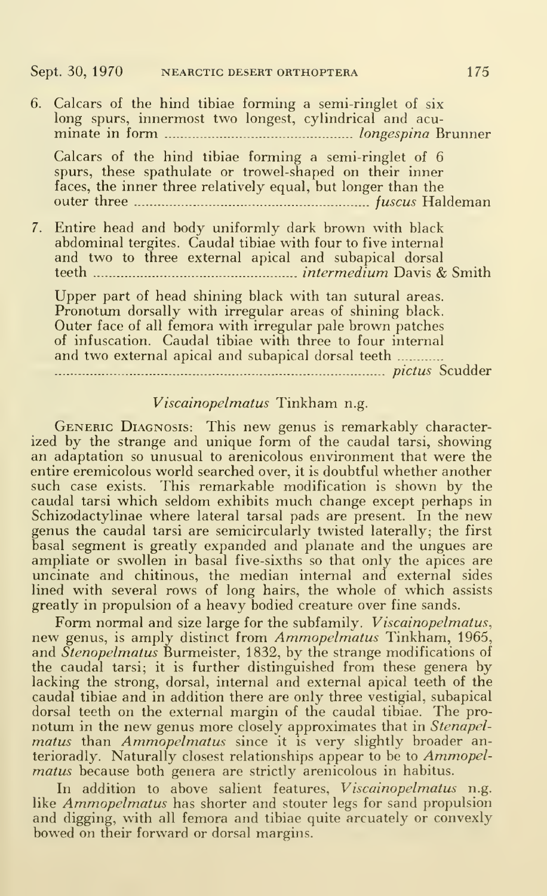6. Calcars of the hind tibiae forming a semi-ringlet of six long spurs, innermost two longest, cylindrical and acuminate in form ........................................ *longespina* Brunner

   Calcars of the hind tibiae forming a semi-ringlet of 6 spurs, these spathulate or trowel-shaped on their inner faces, the inner three relatively equal, but longer than the outer three ........................................ *fuscus* Haldeman

7. Entire head and body uniformly dark brown with black abdominal tergites. Caudal tibiae with four to five internal and two to three external apical and subapical dorsal teeth ........................................ *intermedium* Davis & Smith

   Upper part of head shining black with tan sutural areas. Pronotum dorsally with irregular areas of shining black. Outer face of all femora with irregular pale brown patches of infuscation. Caudal tibiae with three to four internal and two external apical and subapical dorsal teeth ........................................ *pictus* Scudder

## *Viscainopelmatus* Tinkham n.g.

GENERIC DIAGNOSIS: This new genus is remarkably characterized by the strange and unique form of the caudal tarsi, showing an adaptation so unusual to arenicolous environment that were the entire eremicolous world searched over, it is doubtful whether another such case exists. This remarkable modification is shown by the caudal tarsi which seldom exhibits much change except perhaps in Schizodactylinae where lateral tarsal pads are present. In the new genus the caudal tarsi are semicircularly twisted laterally; the first basal segment is greatly expanded and planate and the ungues are ampliate or swollen in basal five-sixths so that only the apices are uncinate and chitinous, the median internal and external sides lined with several rows of long hairs, the whole of which assists greatly in propulsion of a heavy bodied creature over fine sands.

Form normal and size large for the subfamily. *Viscainopelmatus*, new genus, is amply distinct from *Ammopelmatus* Tinkham, 1965, and *Stenopelmatus* Burmeister, 1832, by the strange modifications of the caudal tarsi; it is further distinguished from these genera by lacking the strong, dorsal, internal and external apical teeth of the caudal tibiae and in addition there are only three vestigial, subapical dorsal teeth on the external margin of the caudal tibiae. The pronotum in the new genus more closely approximates that in *Stenapelmatus* than *Ammopelmatus* since it is very slightly broader anteriorly. Naturally closest relationships appear to be to *Ammopelmatus* because both genera are strictly arenicolous in habitus.

In addition to above salient features, *Viscainopelmatus* n.g. like *Ammopelmatus* has shorter and stouter legs for sand propulsion and digging, with all femora and tibiae quite arcuately or convexly bowed on their forward or dorsal margins.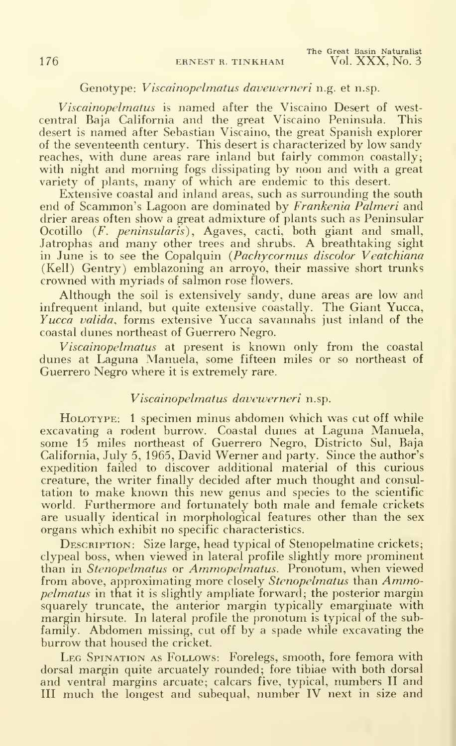Genotype: *Viscainopelmatus davewerneri* n.g. et n.sp.

*Viscainopelmatus* is named after the Viscaino Desert of west-central Baja California and the great Viscaino Peninsula. This desert is named after Sebastian Viscaino, the great Spanish explorer of the seventeenth century. This desert is characterized by low sandy reaches, with dune areas rare inland but fairly common coastally; with night and morning fogs dissipating by noon and with a great variety of plants, many of which are endemic to this desert.

Extensive coastal and inland areas, such as surrounding the south end of Scammon's Lagoon are dominated by *Frankenia Palmeri* and drier areas often show a great admixture of plants such as Peninsular Ocotillo (*F. peninsularis*), Agaves, cacti, both giant and small, Jatrophas and many other trees and shrubs. A breathtaking sight in June is to see the Copalquin (*Pachycormus discolor Veatchiana* (Kell) Gentry) emblazoning an arroyo, their massive short trunks crowned with myriads of salmon rose flowers.

Although the soil is extensively sandy, dune areas are low and infrequent inland, but quite extensive coastally. The Giant Yucca, *Yucca valida*, forms extensive Yucca savannahs just inland of the coastal dunes northeast of Guerrero Negro.

*Viscainopelmatus* at present is known only from the coastal dunes at Laguna Manuela, some fifteen miles or so northeast of Guerrero Negro where it is extremely rare.

## *Viscainopelmatus davewerneri* n.sp.

Holotype: 1 specimen minus abdomen which was cut off while excavating a rodent burrow. Coastal dunes at Laguna Manuela, some 15 miles northeast of Guerrero Negro, Districto Sul, Baja California, July 5, 1965, David Werner and party. Since the author's expedition failed to discover additional material of this curious creature, the writer finally decided after much thought and consultation to make known this new genus and species to the scientific world. Furthermore and fortunately both male and female crickets are usually identical in morphological features other than the sex organs which exhibit no specific characteristics.

Description: Size large, head typical of Stenopelmatine crickets; clypeal boss, when viewed in lateral profile slightly more prominent than in *Stenopelmatus* or *Ammopelmatus*. Pronotum, when viewed from above, approximating more closely *Stenopelmatus* than *Ammopelmatus* in that it is slightly ampliate forward; the posterior margin squarely truncate, the anterior margin typically emarginate with margin hirsute. In lateral profile the pronotum is typical of the subfamily. Abdomen missing, cut off by a spade while excavating the burrow that housed the cricket.

Leg Spination as Follows: Forelegs, smooth, fore femora with dorsal margin quite arcuately rounded; fore tibiae with both dorsal and ventral margins arcuate; calcars five, typical, numbers II and III much the longest and subequal, number IV next in size and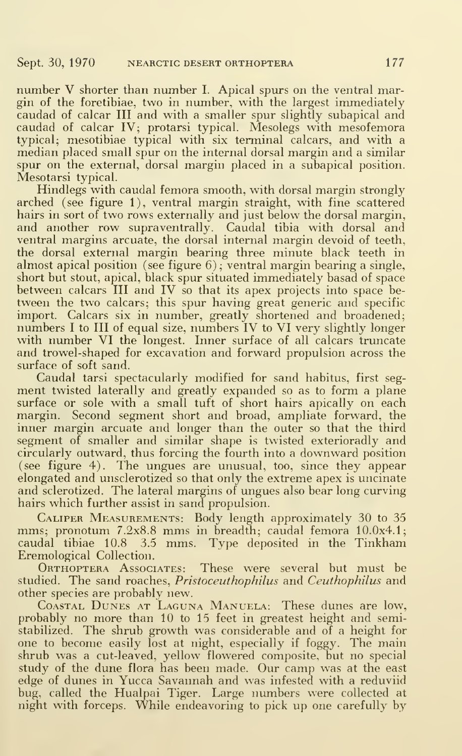number V shorter than number I. Apical spurs on the ventral margin of the foretibiae, two in number, with the largest immediately caudad of calcar III and with a smaller spur slightly subapical and caudad of calcar IV; protarsi typical. Mesolegs with mesofemora typical; mesotibiae typical with six terminal calcars, and with a median placed small spur on the internal dorsal margin and a similar spur on the external, dorsal margin placed in a subapical position. Mesotarsi typical.

Hindlegs with caudal femora smooth, with dorsal margin strongly arched (see figure 1), ventral margin straight, with fine scattered hairs in sort of two rows externally and just below the dorsal margin, and another row supraventrally. Caudal tibia with dorsal and ventral margins arcuate, the dorsal internal margin devoid of teeth, the dorsal external margin bearing three minute black teeth in almost apical position (see figure 6); ventral margin bearing a single, short but stout, apical, black spur situated immediately basad of space between calcars III and IV so that its apex projects into space between the two calcars; this spur having great generic and specific import. Calcars six in number, greatly shortened and broadened; numbers I to III of equal size, numbers IV to VI very slightly longer with number VI the longest. Inner surface of all calcars truncate and trowel-shaped for excavation and forward propulsion across the surface of soft sand.

Caudal tarsi spectacularly modified for sand habitus, first segment twisted laterally and greatly expanded so as to form a plane surface or sole with a small tuft of short hairs apically on each margin. Second segment short and broad, ampliate forward, the inner margin arcuate and longer than the outer so that the third segment of smaller and similar shape is twisted exterioradly and circularly outward, thus forcing the fourth into a downward position (see figure 4). The ungues are unusual, too, since they appear elongated and unsclerotized so that only the extreme apex is uncinate and sclerotized. The lateral margins of ungues also bear long curving hairs which further assist in sand propulsion.

Caliper Measurements: Body length approximately 30 to 35 mms; pronotum 7.2x8.8 mms in breadth; caudal femora 10.0x4.1; caudal tibiae 10.8 3.5 mms. Type deposited in the Tinkham Eremological Collection.

Orthoptera Associates: These were several but must be studied. The sand roaches, *Pristoceuthophilus* and *Ceuthophilus* and other species are probably new.

Coastal Dunes at Laguna Manuela: These dunes are low, probably no more than 10 to 15 feet in greatest height and semi-stabilized. The shrub growth was considerable and of a height for one to become easily lost at night, especially if foggy. The main shrub was a cut-leaved, yellow flowered composite, but no special study of the dune flora has been made. Our camp was at the east edge of dunes in Yucca Savannah and was infested with a reduviid bug, called the Hualpai Tiger. Large numbers were collected at night with forceps. While endeavoring to pick up one carefully by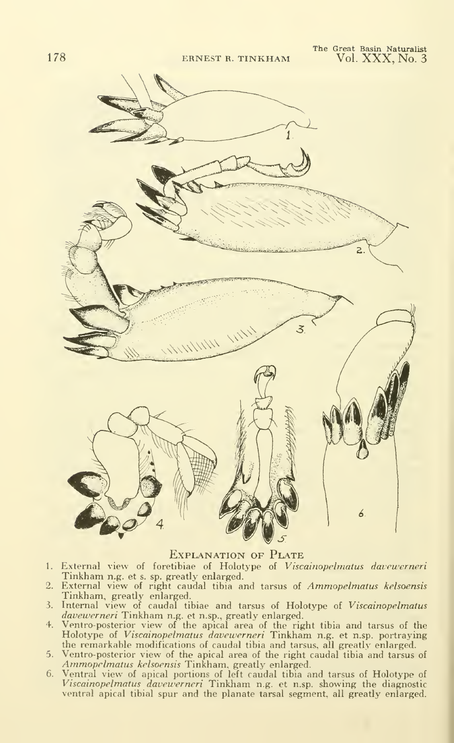## Explanation of Plate

1. External view of foretibiae of Holotype of *Viscainopelmatus davewerneri* Tinkham n.g. et s. sp. greatly enlarged.
2. External view of right caudal tibia and tarsus of *Ammopelmatus kelsoensis* Tinkham, greatly enlarged.
3. Internal view of caudal tibiae and tarsus of Holotype of *Viscainopelmatus davewerneri* Tinkham n.g. et n.sp., greatly enlarged.
4. Ventro-posterior view of the apical area of the right tibia and tarsus of the Holotype of *Viscainopelmatus davewerneri* Tinkham n.g. et n.sp. portraying the remarkable modifications of caudal tibia and tarsus, all greatly enlarged.
5. Ventro-posterior view of the apical area of the right caudal tibia and tarsus of *Ammopelmatus kelsoensis* Tinkham, greatly enlarged.
6. Ventral view of apical portions of left caudal tibia and tarsus of Holotype of *Viscainopelmatus davewerneri* Tinkham n.g. et n.sp. showing the diagnostic ventral apical tibial spur and the planate tarsal segment, all greatly enlarged.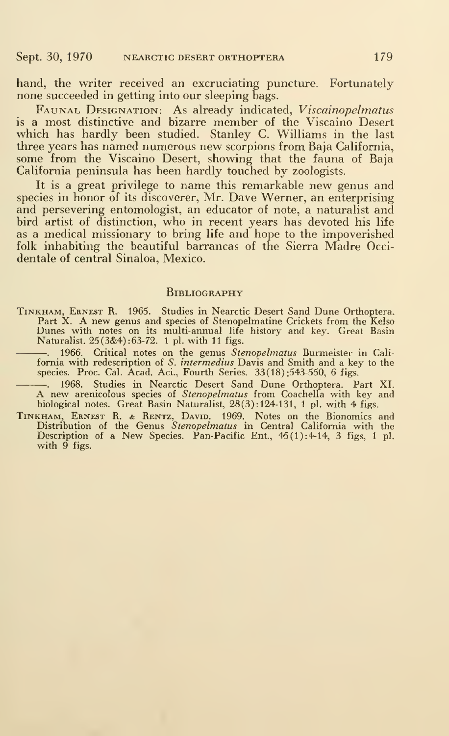hand, the writer received an excruciating puncture. Fortunately none succeeded in getting into our sleeping bags.

Faunal Designation: As already indicated, *Viscainopelmatus* is a most distinctive and bizarre member of the Viscaino Desert which has hardly been studied. Stanley C. Williams in the last three years has named numerous new scorpions from Baja California, some from the Viscaino Desert, showing that the fauna of Baja California peninsula has been hardly touched by zoologists.

It is a great privilege to name this remarkable new genus and species in honor of its discoverer, Mr. Dave Werner, an enterprising and persevering entomologist, an educator of note, a naturalist and bird artist of distinction, who in recent years has devoted his life as a medical missionary to bring life and hope to the impoverished folk inhabiting the beautiful barrancas of the Sierra Madre Occidentale of central Sinaloa, Mexico.

## Bibliography

Tinkham, Ernest R. 1965. Studies in Nearctic Desert Sand Dune Orthoptera. Part X. A new genus and species of Stenopelmatine Crickets from the Kelso Dunes with notes on its multi-annual life history and key. Great Basin Naturalist. 25(3&4):63-72. 1 pl. with 11 figs.

———. 1966. Critical notes on the genus *Stenopelmatus* Burmeister in California with redescription of *S. intermedius* Davis and Smith and a key to the species. Proc. Cal. Acad. Aci., Fourth Series. 33(18):543-550, 6 figs.

———. 1968. Studies in Nearctic Desert Sand Dune Orthoptera. Part XI. A new arenicolous species of *Stenopelmatus* from Coachella with key and biological notes. Great Basin Naturalist, 28(3):124-131, 1 pl. with 4 figs.

Tinkham, Ernest R. & Rentz, David. 1969. Notes on the Bionomics and Distribution of the Genus *Stenopelmatus* in Central California with the Description of a New Species. Pan-Pacific Ent., 45(1):4-14, 3 figs, 1 pl. with 9 figs.